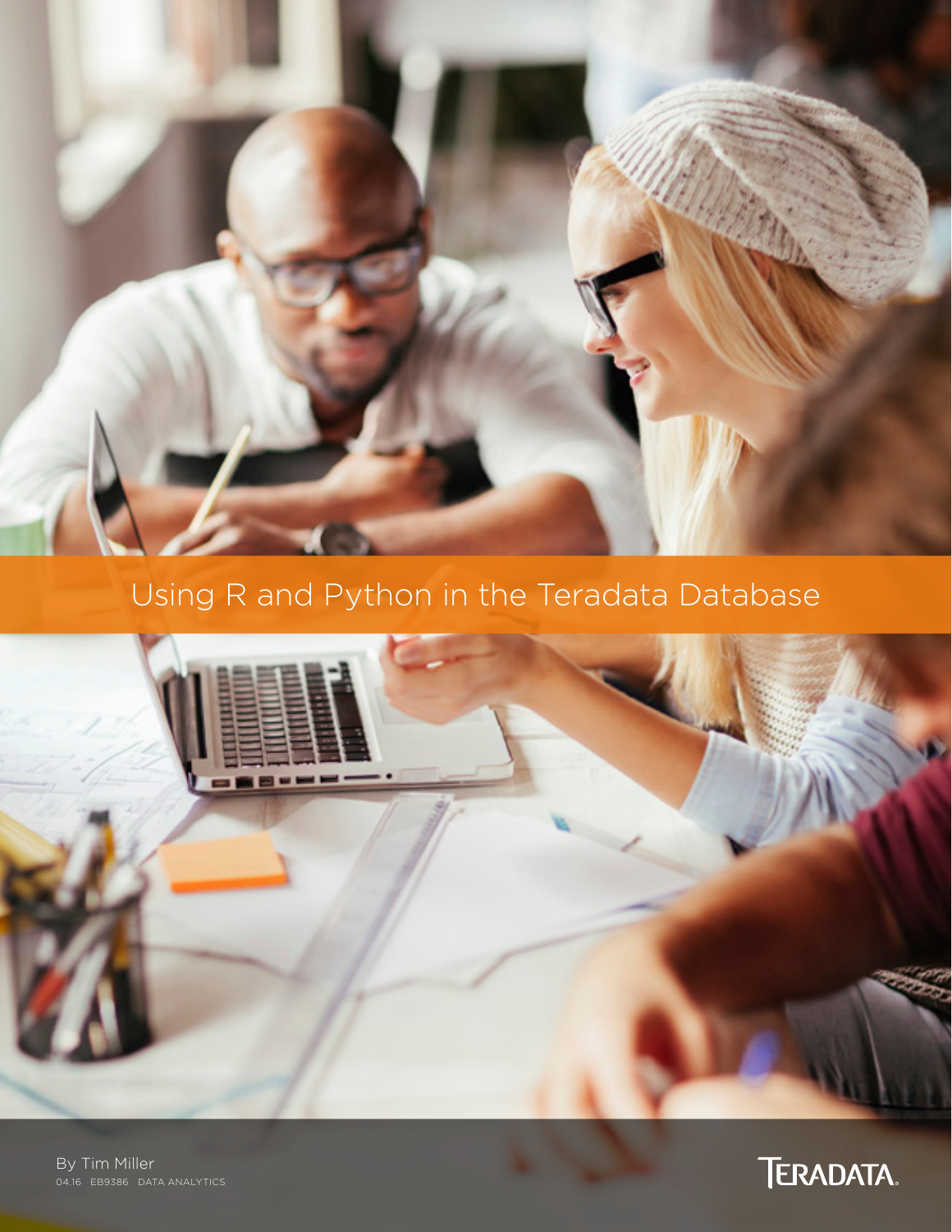# Using R and Python in the Teradata Database

By Tim Miller

04.16 EB9386 DATA ANALYTICS

TERADATA.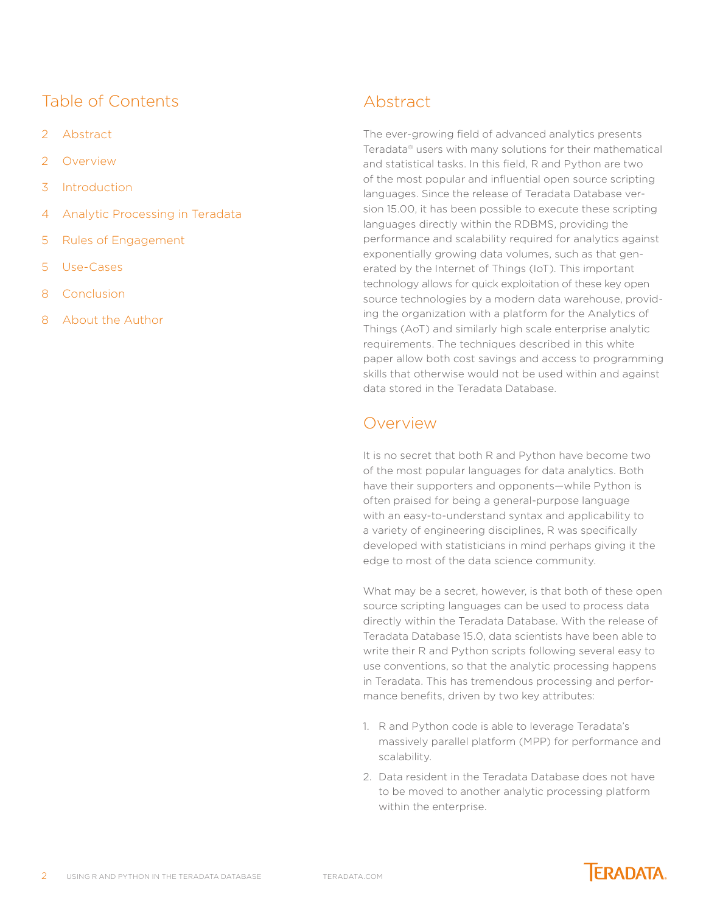## Table of Contents

2 Abstract

2 Overview

3 Introduction

4 Analytic Processing in Teradata

5 Rules of Engagement

5 Use-Cases

8 Conclusion

8 About the Author

## Abstract

The ever-growing field of advanced analytics presents Teradata® users with many solutions for their mathematical and statistical tasks. In this field, R and Python are two of the most popular and influential open source scripting languages. Since the release of Teradata Database version 15.00, it has been possible to execute these scripting languages directly within the RDBMS, providing the performance and scalability required for analytics against exponentially growing data volumes, such as that generated by the Internet of Things (IoT). This important technology allows for quick exploitation of these key open source technologies by a modern data warehouse, providing the organization with a platform for the Analytics of Things (AoT) and similarly high scale enterprise analytic requirements. The techniques described in this white paper allow both cost savings and access to programming skills that otherwise would not be used within and against data stored in the Teradata Database.

## Overview

It is no secret that both R and Python have become two of the most popular languages for data analytics. Both have their supporters and opponents—while Python is often praised for being a general-purpose language with an easy-to-understand syntax and applicability to a variety of engineering disciplines, R was specifically developed with statisticians in mind perhaps giving it the edge to most of the data science community.

What may be a secret, however, is that both of these open source scripting languages can be used to process data directly within the Teradata Database. With the release of Teradata Database 15.0, data scientists have been able to write their R and Python scripts following several easy to use conventions, so that the analytic processing happens in Teradata. This has tremendous processing and performance benefits, driven by two key attributes:

1. R and Python code is able to leverage Teradata's massively parallel platform (MPP) for performance and scalability.
2. Data resident in the Teradata Database does not have to be moved to another analytic processing platform within the enterprise.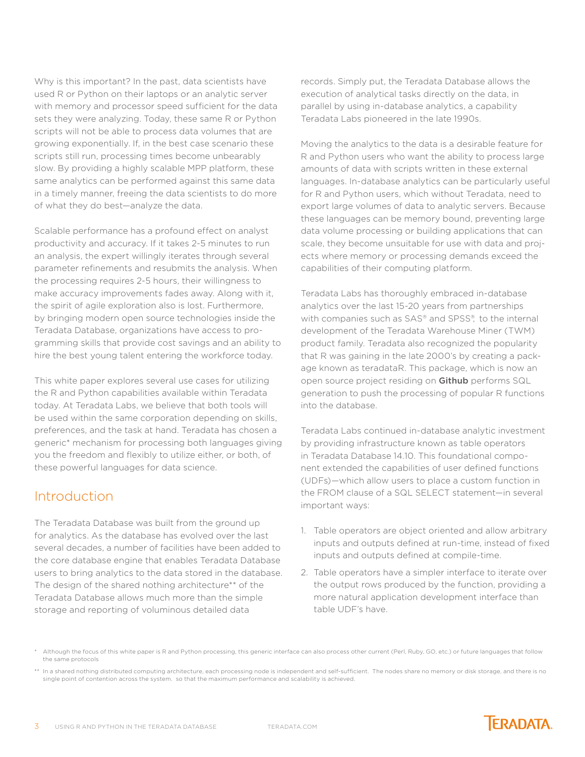Why is this important? In the past, data scientists have used R or Python on their laptops or an analytic server with memory and processor speed sufficient for the data sets they were analyzing. Today, these same R or Python scripts will not be able to process data volumes that are growing exponentially. If, in the best case scenario these scripts still run, processing times become unbearably slow. By providing a highly scalable MPP platform, these same analytics can be performed against this same data in a timely manner, freeing the data scientists to do more of what they do best—analyze the data.

Scalable performance has a profound effect on analyst productivity and accuracy. If it takes 2-5 minutes to run an analysis, the expert willingly iterates through several parameter refinements and resubmits the analysis. When the processing requires 2-5 hours, their willingness to make accuracy improvements fades away. Along with it, the spirit of agile exploration also is lost. Furthermore, by bringing modern open source technologies inside the Teradata Database, organizations have access to programming skills that provide cost savings and an ability to hire the best young talent entering the workforce today.

This white paper explores several use cases for utilizing the R and Python capabilities available within Teradata today. At Teradata Labs, we believe that both tools will be used within the same corporation depending on skills, preferences, and the task at hand. Teradata has chosen a generic* mechanism for processing both languages giving you the freedom and flexibly to utilize either, or both, of these powerful languages for data science.

## Introduction

The Teradata Database was built from the ground up for analytics. As the database has evolved over the last several decades, a number of facilities have been added to the core database engine that enables Teradata Database users to bring analytics to the data stored in the database. The design of the shared nothing architecture** of the Teradata Database allows much more than the simple storage and reporting of voluminous detailed data records. Simply put, the Teradata Database allows the execution of analytical tasks directly on the data, in parallel by using in-database analytics, a capability Teradata Labs pioneered in the late 1990s.

Moving the analytics to the data is a desirable feature for R and Python users who want the ability to process large amounts of data with scripts written in these external languages. In-database analytics can be particularly useful for R and Python users, which without Teradata, need to export large volumes of data to analytic servers. Because these languages can be memory bound, preventing large data volume processing or building applications that can scale, they become unsuitable for use with data and projects where memory or processing demands exceed the capabilities of their computing platform.

Teradata Labs has thoroughly embraced in-database analytics over the last 15-20 years from partnerships with companies such as SAS® and SPSS®, to the internal development of the Teradata Warehouse Miner (TWM) product family. Teradata also recognized the popularity that R was gaining in the late 2000's by creating a package known as teradataR. This package, which is now an open source project residing on **Github** performs SQL generation to push the processing of popular R functions into the database.

Teradata Labs continued in-database analytic investment by providing infrastructure known as table operators in Teradata Database 14.10. This foundational component extended the capabilities of user defined functions (UDFs)—which allow users to place a custom function in the FROM clause of a SQL SELECT statement—in several important ways:

1. Table operators are object oriented and allow arbitrary inputs and outputs defined at run-time, instead of fixed inputs and outputs defined at compile-time.
2. Table operators have a simpler interface to iterate over the output rows produced by the function, providing a more natural application development interface than table UDF's have.

\* Although the focus of this white paper is R and Python processing, this generic interface can also process other current (Perl, Ruby, GO, etc.) or future languages that follow the same protocols

\** In a shared nothing distributed computing architecture, each processing node is independent and self-sufficient. The nodes share no memory or disk storage, and there is no single point of contention across the system. so that the maximum performance and scalability is achieved.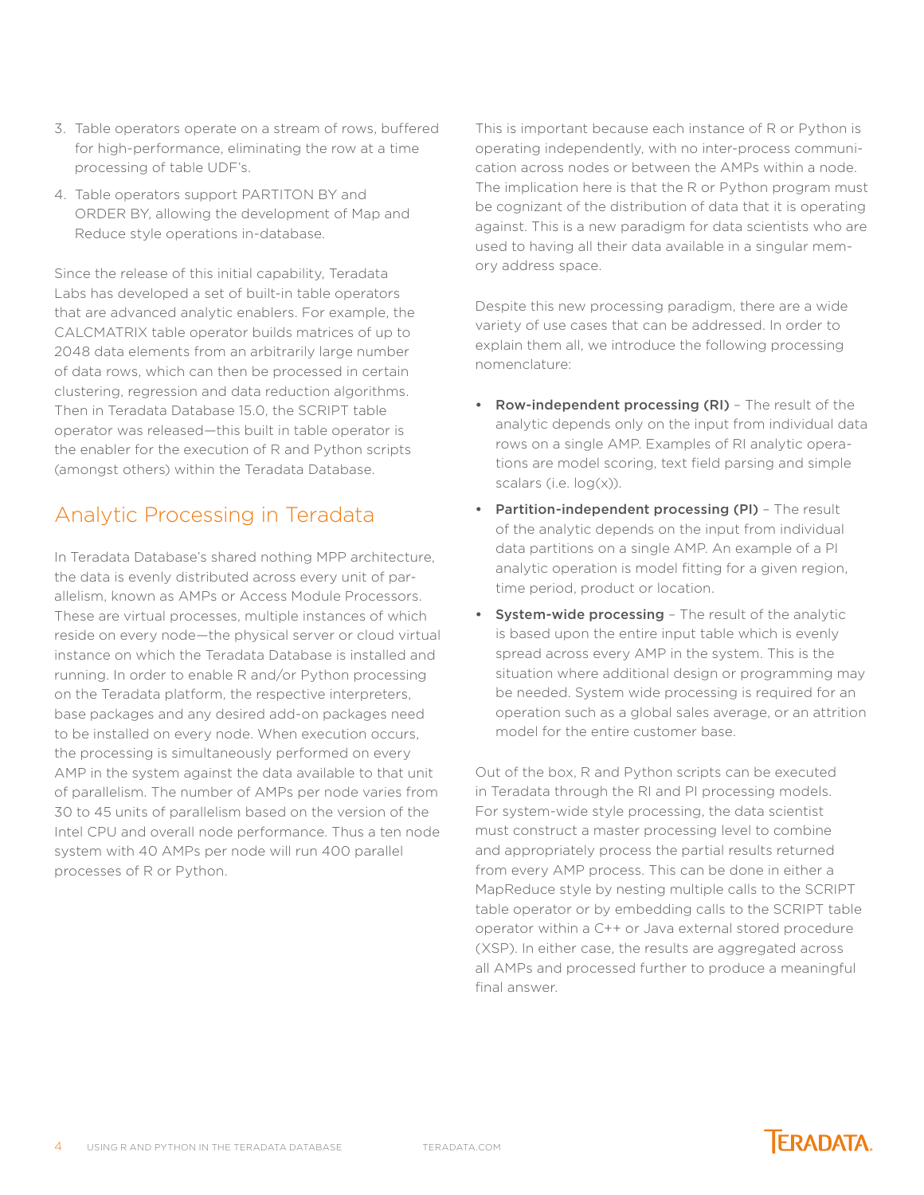3. Table operators operate on a stream of rows, buffered for high-performance, eliminating the row at a time processing of table UDF's.
4. Table operators support PARTITON BY and ORDER BY, allowing the development of Map and Reduce style operations in-database.

Since the release of this initial capability, Teradata Labs has developed a set of built-in table operators that are advanced analytic enablers. For example, the CALCMATRIX table operator builds matrices of up to 2048 data elements from an arbitrarily large number of data rows, which can then be processed in certain clustering, regression and data reduction algorithms. Then in Teradata Database 15.0, the SCRIPT table operator was released—this built in table operator is the enabler for the execution of R and Python scripts (amongst others) within the Teradata Database.

## Analytic Processing in Teradata

In Teradata Database's shared nothing MPP architecture, the data is evenly distributed across every unit of parallelism, known as AMPs or Access Module Processors. These are virtual processes, multiple instances of which reside on every node—the physical server or cloud virtual instance on which the Teradata Database is installed and running. In order to enable R and/or Python processing on the Teradata platform, the respective interpreters, base packages and any desired add-on packages need to be installed on every node. When execution occurs, the processing is simultaneously performed on every AMP in the system against the data available to that unit of parallelism. The number of AMPs per node varies from 30 to 45 units of parallelism based on the version of the Intel CPU and overall node performance. Thus a ten node system with 40 AMPs per node will run 400 parallel processes of R or Python.

This is important because each instance of R or Python is operating independently, with no inter-process communication across nodes or between the AMPs within a node. The implication here is that the R or Python program must be cognizant of the distribution of data that it is operating against. This is a new paradigm for data scientists who are used to having all their data available in a singular memory address space.

Despite this new processing paradigm, there are a wide variety of use cases that can be addressed. In order to explain them all, we introduce the following processing nomenclature:

- **Row-independent processing (RI)** – The result of the analytic depends only on the input from individual data rows on a single AMP. Examples of RI analytic operations are model scoring, text field parsing and simple scalars (i.e. log(x)).
- **Partition-independent processing (PI)** – The result of the analytic depends on the input from individual data partitions on a single AMP. An example of a PI analytic operation is model fitting for a given region, time period, product or location.
- **System-wide processing** – The result of the analytic is based upon the entire input table which is evenly spread across every AMP in the system. This is the situation where additional design or programming may be needed. System wide processing is required for an operation such as a global sales average, or an attrition model for the entire customer base.

Out of the box, R and Python scripts can be executed in Teradata through the RI and PI processing models. For system-wide style processing, the data scientist must construct a master processing level to combine and appropriately process the partial results returned from every AMP process. This can be done in either a MapReduce style by nesting multiple calls to the SCRIPT table operator or by embedding calls to the SCRIPT table operator within a C++ or Java external stored procedure (XSP). In either case, the results are aggregated across all AMPs and processed further to produce a meaningful final answer.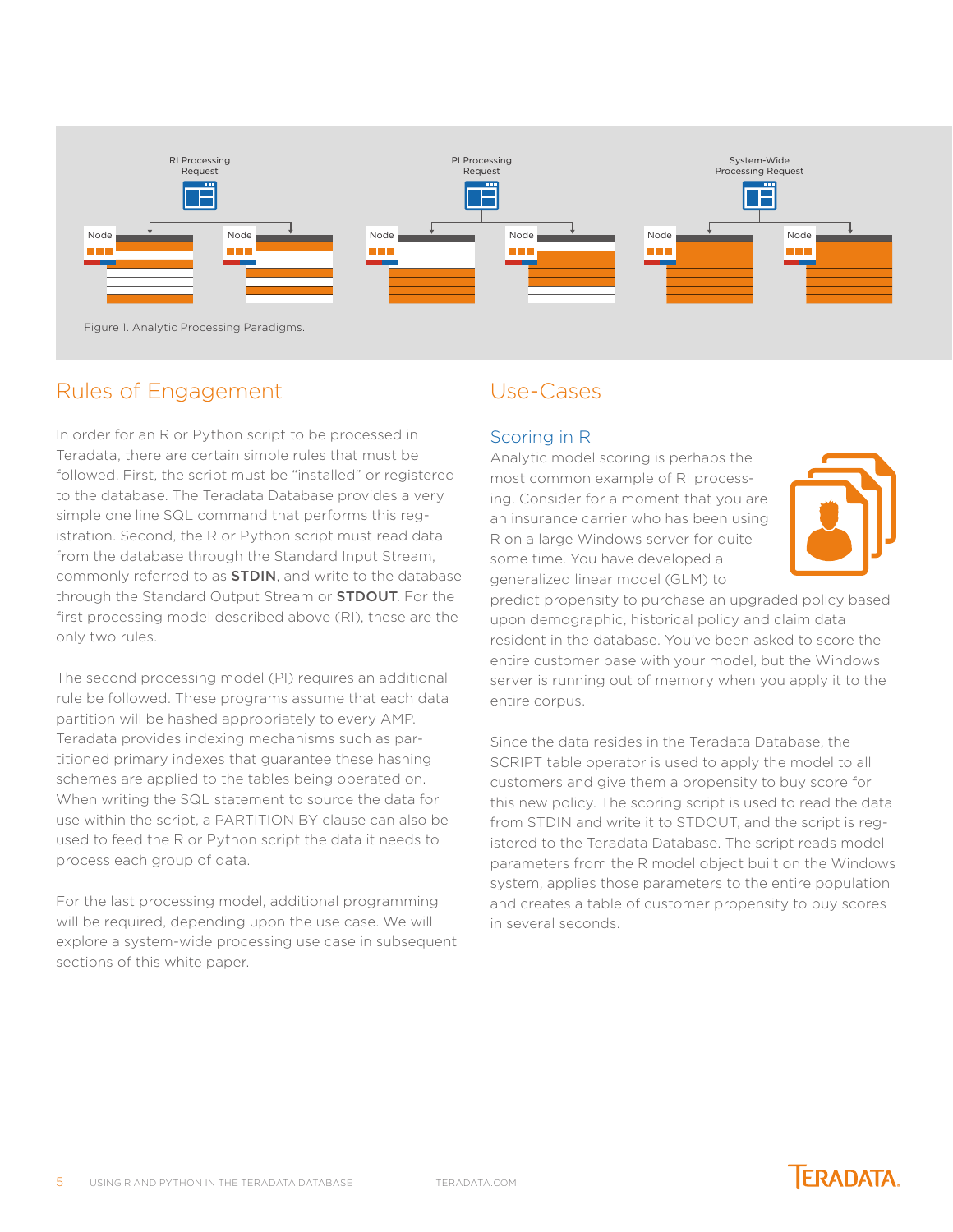Figure 1. Analytic Processing Paradigms.

## Rules of Engagement

In order for an R or Python script to be processed in Teradata, there are certain simple rules that must be followed. First, the script must be "installed" or registered to the database. The Teradata Database provides a very simple one line SQL command that performs this registration. Second, the R or Python script must read data from the database through the Standard Input Stream, commonly referred to as **STDIN**, and write to the database through the Standard Output Stream or **STDOUT**. For the first processing model described above (RI), these are the only two rules.

The second processing model (PI) requires an additional rule be followed. These programs assume that each data partition will be hashed appropriately to every AMP. Teradata provides indexing mechanisms such as partitioned primary indexes that guarantee these hashing schemes are applied to the tables being operated on. When writing the SQL statement to source the data for use within the script, a PARTITION BY clause can also be used to feed the R or Python script the data it needs to process each group of data.

For the last processing model, additional programming will be required, depending upon the use case. We will explore a system-wide processing use case in subsequent sections of this white paper.

## Use-Cases

### Scoring in R

Analytic model scoring is perhaps the most common example of RI processing. Consider for a moment that you are an insurance carrier who has been using R on a large Windows server for quite some time. You have developed a generalized linear model (GLM) to predict propensity to purchase an upgraded policy based upon demographic, historical policy and claim data resident in the database. You've been asked to score the entire customer base with your model, but the Windows server is running out of memory when you apply it to the entire corpus.

Since the data resides in the Teradata Database, the SCRIPT table operator is used to apply the model to all customers and give them a propensity to buy score for this new policy. The scoring script is used to read the data from STDIN and write it to STDOUT, and the script is registered to the Teradata Database. The script reads model parameters from the R model object built on the Windows system, applies those parameters to the entire population and creates a table of customer propensity to buy scores in several seconds.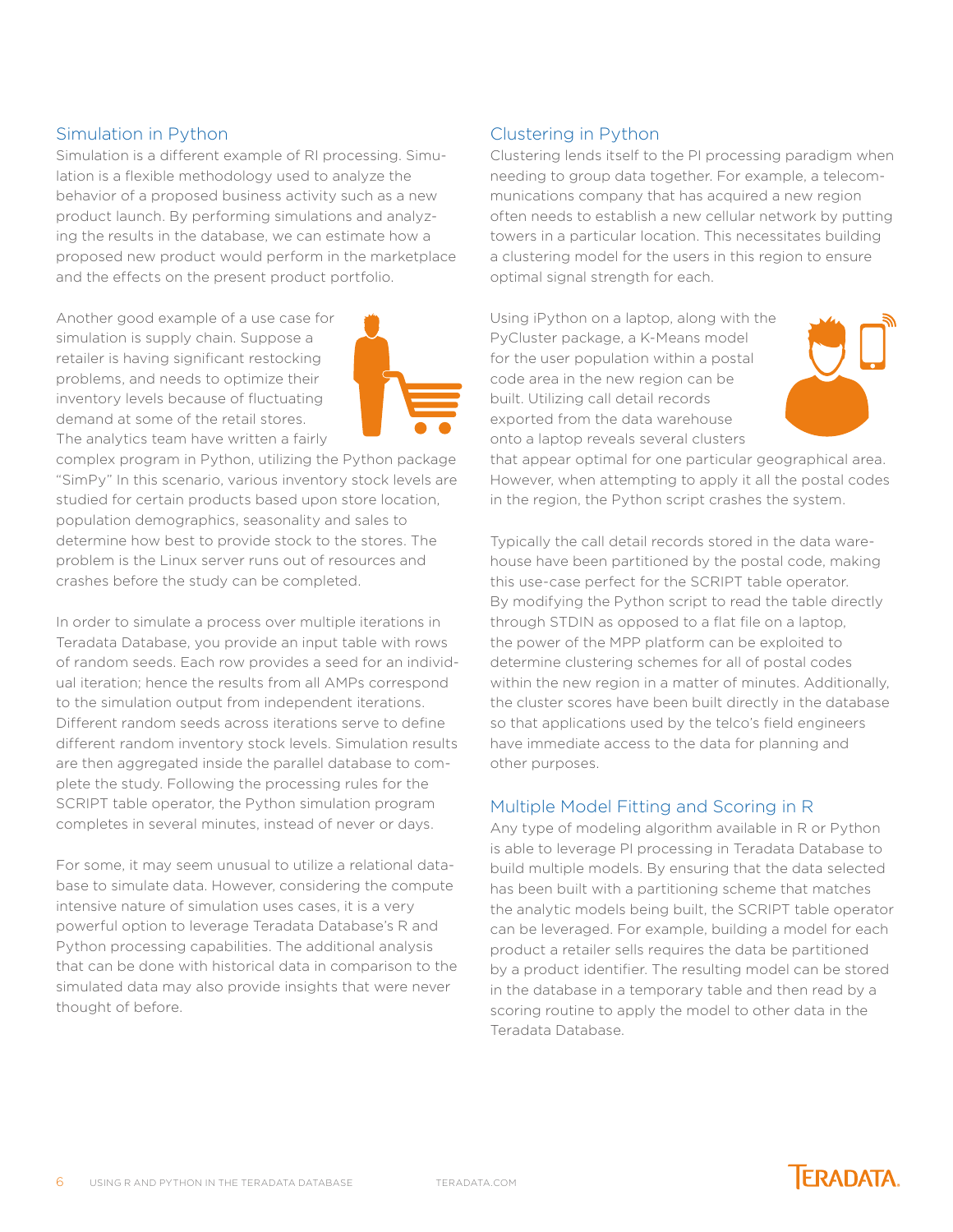## Simulation in Python

Simulation is a different example of RI processing. Simulation is a flexible methodology used to analyze the behavior of a proposed business activity such as a new product launch. By performing simulations and analyzing the results in the database, we can estimate how a proposed new product would perform in the marketplace and the effects on the present product portfolio.

Another good example of a use case for simulation is supply chain. Suppose a retailer is having significant restocking problems, and needs to optimize their inventory levels because of fluctuating demand at some of the retail stores. The analytics team have written a fairly complex program in Python, utilizing the Python package "SimPy" In this scenario, various inventory stock levels are studied for certain products based upon store location, population demographics, seasonality and sales to determine how best to provide stock to the stores. The problem is the Linux server runs out of resources and crashes before the study can be completed.

In order to simulate a process over multiple iterations in Teradata Database, you provide an input table with rows of random seeds. Each row provides a seed for an individual iteration; hence the results from all AMPs correspond to the simulation output from independent iterations. Different random seeds across iterations serve to define different random inventory stock levels. Simulation results are then aggregated inside the parallel database to complete the study. Following the processing rules for the SCRIPT table operator, the Python simulation program completes in several minutes, instead of never or days.

For some, it may seem unusual to utilize a relational database to simulate data. However, considering the compute intensive nature of simulation uses cases, it is a very powerful option to leverage Teradata Database's R and Python processing capabilities. The additional analysis that can be done with historical data in comparison to the simulated data may also provide insights that were never thought of before.

## Clustering in Python

Clustering lends itself to the PI processing paradigm when needing to group data together. For example, a telecommunications company that has acquired a new region often needs to establish a new cellular network by putting towers in a particular location. This necessitates building a clustering model for the users in this region to ensure optimal signal strength for each.

Using iPython on a laptop, along with the PyCluster package, a K-Means model for the user population within a postal code area in the new region can be built. Utilizing call detail records exported from the data warehouse onto a laptop reveals several clusters that appear optimal for one particular geographical area. However, when attempting to apply it all the postal codes in the region, the Python script crashes the system.

Typically the call detail records stored in the data warehouse have been partitioned by the postal code, making this use-case perfect for the SCRIPT table operator. By modifying the Python script to read the table directly through STDIN as opposed to a flat file on a laptop, the power of the MPP platform can be exploited to determine clustering schemes for all of postal codes within the new region in a matter of minutes. Additionally, the cluster scores have been built directly in the database so that applications used by the telco's field engineers have immediate access to the data for planning and other purposes.

## Multiple Model Fitting and Scoring in R

Any type of modeling algorithm available in R or Python is able to leverage PI processing in Teradata Database to build multiple models. By ensuring that the data selected has been built with a partitioning scheme that matches the analytic models being built, the SCRIPT table operator can be leveraged. For example, building a model for each product a retailer sells requires the data be partitioned by a product identifier. The resulting model can be stored in the database in a temporary table and then read by a scoring routine to apply the model to other data in the Teradata Database.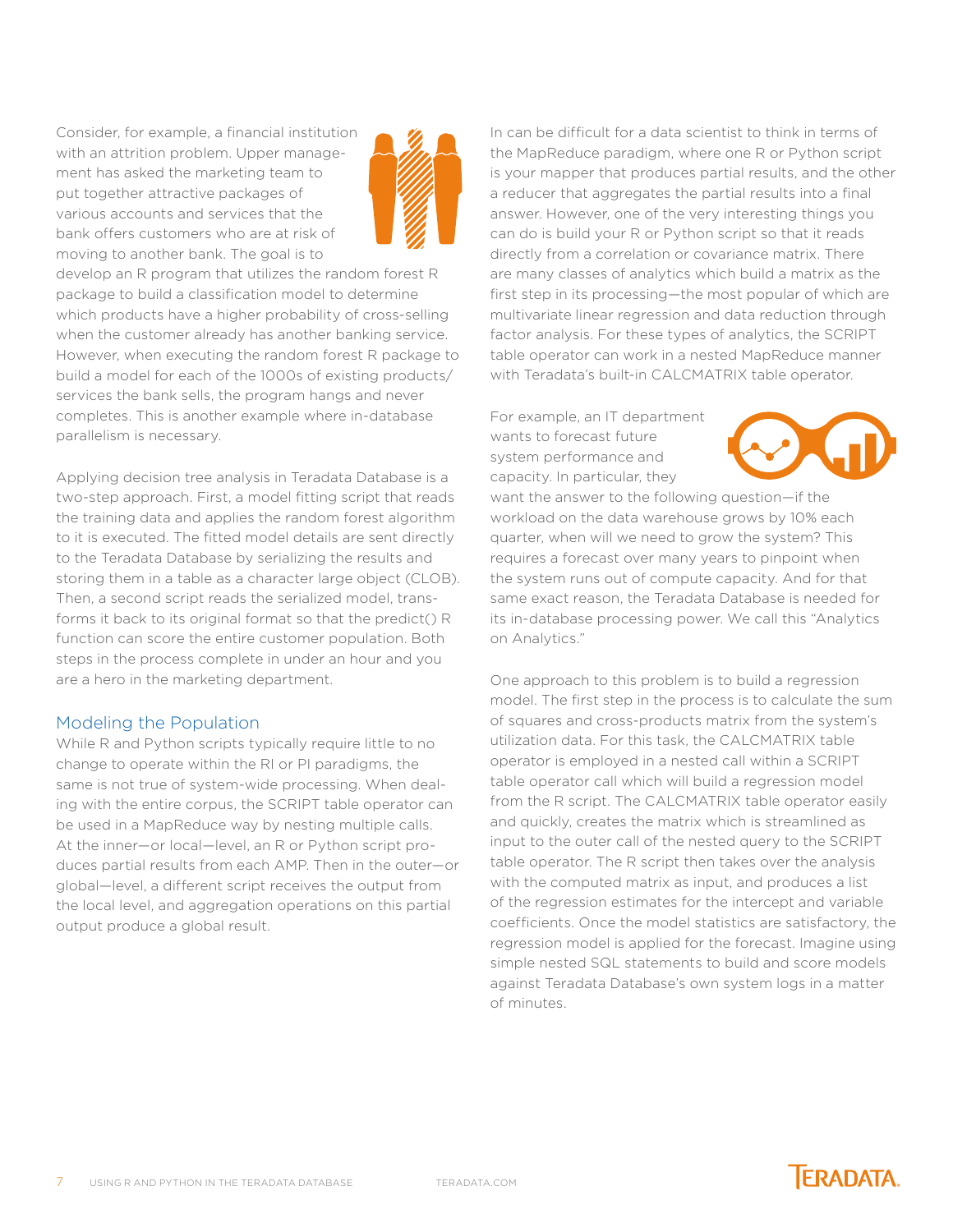Consider, for example, a financial institution with an attrition problem. Upper management has asked the marketing team to put together attractive packages of various accounts and services that the bank offers customers who are at risk of moving to another bank. The goal is to develop an R program that utilizes the random forest R package to build a classification model to determine which products have a higher probability of cross-selling when the customer already has another banking service. However, when executing the random forest R package to build a model for each of the 1000s of existing products/services the bank sells, the program hangs and never completes. This is another example where in-database parallelism is necessary.

Applying decision tree analysis in Teradata Database is a two-step approach. First, a model fitting script that reads the training data and applies the random forest algorithm to it is executed. The fitted model details are sent directly to the Teradata Database by serializing the results and storing them in a table as a character large object (CLOB). Then, a second script reads the serialized model, transforms it back to its original format so that the predict() R function can score the entire customer population. Both steps in the process complete in under an hour and you are a hero in the marketing department.

## Modeling the Population

While R and Python scripts typically require little to no change to operate within the RI or PI paradigms, the same is not true of system-wide processing. When dealing with the entire corpus, the SCRIPT table operator can be used in a MapReduce way by nesting multiple calls. At the inner—or local—level, an R or Python script produces partial results from each AMP. Then in the outer—or global—level, a different script receives the output from the local level, and aggregation operations on this partial output produce a global result.

In can be difficult for a data scientist to think in terms of the MapReduce paradigm, where one R or Python script is your mapper that produces partial results, and the other a reducer that aggregates the partial results into a final answer. However, one of the very interesting things you can do is build your R or Python script so that it reads directly from a correlation or covariance matrix. There are many classes of analytics which build a matrix as the first step in its processing—the most popular of which are multivariate linear regression and data reduction through factor analysis. For these types of analytics, the SCRIPT table operator can work in a nested MapReduce manner with Teradata's built-in CALCMATRIX table operator.

For example, an IT department wants to forecast future system performance and capacity. In particular, they want the answer to the following question—if the workload on the data warehouse grows by 10% each quarter, when will we need to grow the system? This requires a forecast over many years to pinpoint when the system runs out of compute capacity. And for that same exact reason, the Teradata Database is needed for its in-database processing power. We call this "Analytics on Analytics."

One approach to this problem is to build a regression model. The first step in the process is to calculate the sum of squares and cross-products matrix from the system's utilization data. For this task, the CALCMATRIX table operator is employed in a nested call within a SCRIPT table operator call which will build a regression model from the R script. The CALCMATRIX table operator easily and quickly, creates the matrix which is streamlined as input to the outer call of the nested query to the SCRIPT table operator. The R script then takes over the analysis with the computed matrix as input, and produces a list of the regression estimates for the intercept and variable coefficients. Once the model statistics are satisfactory, the regression model is applied for the forecast. Imagine using simple nested SQL statements to build and score models against Teradata Database's own system logs in a matter of minutes.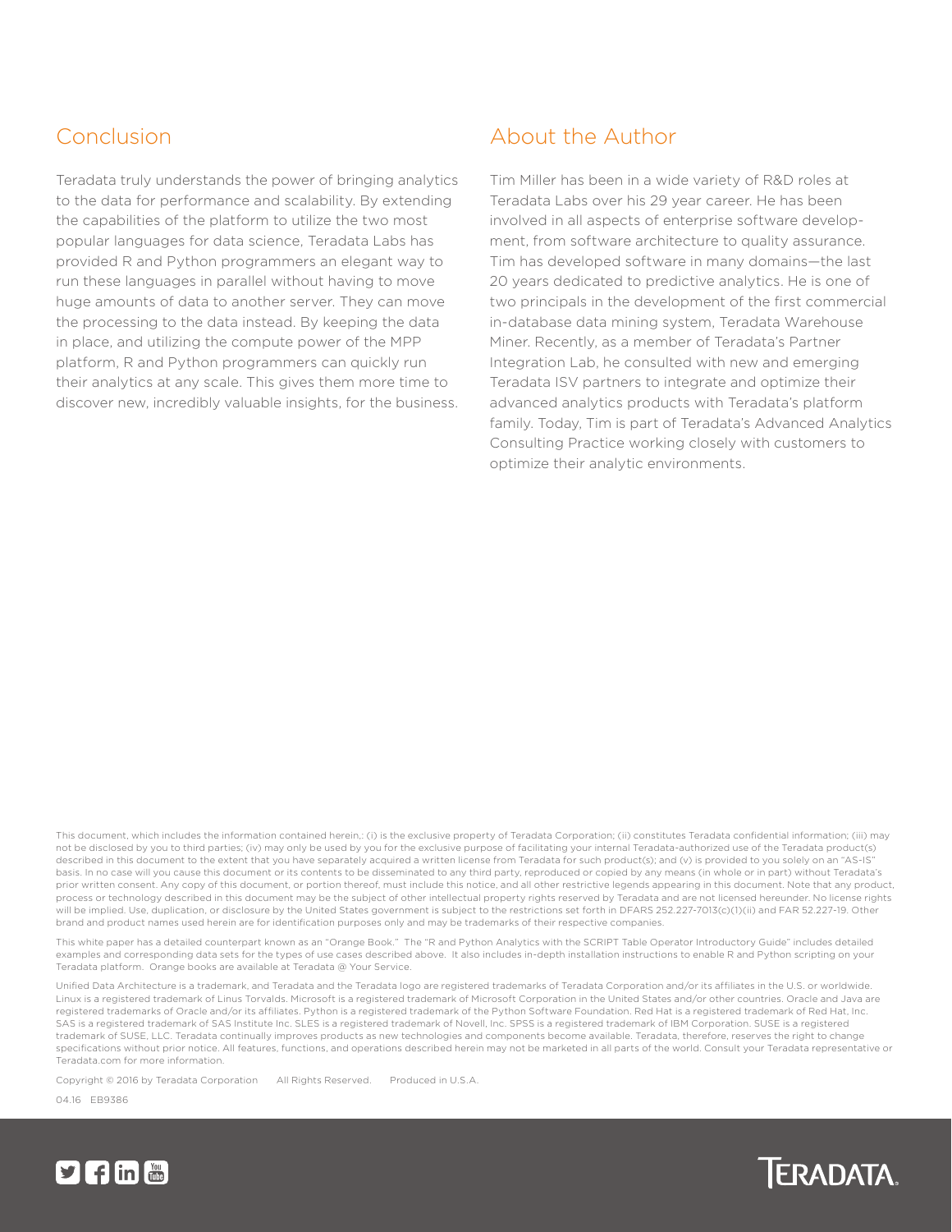## Conclusion

Teradata truly understands the power of bringing analytics to the data for performance and scalability. By extending the capabilities of the platform to utilize the two most popular languages for data science, Teradata Labs has provided R and Python programmers an elegant way to run these languages in parallel without having to move huge amounts of data to another server. They can move the processing to the data instead. By keeping the data in place, and utilizing the compute power of the MPP platform, R and Python programmers can quickly run their analytics at any scale. This gives them more time to discover new, incredibly valuable insights, for the business.

## About the Author

Tim Miller has been in a wide variety of R&D roles at Teradata Labs over his 29 year career. He has been involved in all aspects of enterprise software development, from software architecture to quality assurance. Tim has developed software in many domains—the last 20 years dedicated to predictive analytics. He is one of two principals in the development of the first commercial in-database data mining system, Teradata Warehouse Miner. Recently, as a member of Teradata's Partner Integration Lab, he consulted with new and emerging Teradata ISV partners to integrate and optimize their advanced analytics products with Teradata's platform family. Today, Tim is part of Teradata's Advanced Analytics Consulting Practice working closely with customers to optimize their analytic environments.

This document, which includes the information contained herein,: (i) is the exclusive property of Teradata Corporation; (ii) constitutes Teradata confidential information; (iii) may not be disclosed by you to third parties; (iv) may only be used by you for the exclusive purpose of facilitating your internal Teradata-authorized use of the Teradata product(s) described in this document to the extent that you have separately acquired a written license from Teradata for such product(s); and (v) is provided to you solely on an "AS-IS" basis. In no case will you cause this document or its contents to be disseminated to any third party, reproduced or copied by any means (in whole or in part) without Teradata's prior written consent. Any copy of this document, or portion thereof, must include this notice, and all other restrictive legends appearing in this document. Note that any product, process or technology described in this document may be the subject of other intellectual property rights reserved by Teradata and are not licensed hereunder. No license rights will be implied. Use, duplication, or disclosure by the United States government is subject to the restrictions set forth in DFARS 252.227-7013(c)(1)(ii) and FAR 52.227-19. Other brand and product names used herein are for identification purposes only and may be trademarks of their respective companies.

This white paper has a detailed counterpart known as an "Orange Book." The "R and Python Analytics with the SCRIPT Table Operator Introductory Guide" includes detailed examples and corresponding data sets for the types of use cases described above. It also includes in-depth installation instructions to enable R and Python scripting on your Teradata platform. Orange books are available at Teradata @ Your Service.

Unified Data Architecture is a trademark, and Teradata and the Teradata logo are registered trademarks of Teradata Corporation and/or its affiliates in the U.S. or worldwide. Linux is a registered trademark of Linus Torvalds. Microsoft is a registered trademark of Microsoft Corporation in the United States and/or other countries. Oracle and Java are registered trademarks of Oracle and/or its affiliates. Python is a registered trademark of the Python Software Foundation. Red Hat is a registered trademark of Red Hat, Inc. SAS is a registered trademark of SAS Institute Inc. SLES is a registered trademark of Novell, Inc. SPSS is a registered trademark of IBM Corporation. SUSE is a registered trademark of SUSE, LLC. Teradata continually improves products as new technologies and components become available. Teradata, therefore, reserves the right to change specifications without prior notice. All features, functions, and operations described herein may not be marketed in all parts of the world. Consult your Teradata representative or Teradata.com for more information.

Copyright © 2016 by Teradata Corporation All Rights Reserved. Produced in U.S.A.

04.16 EB9386